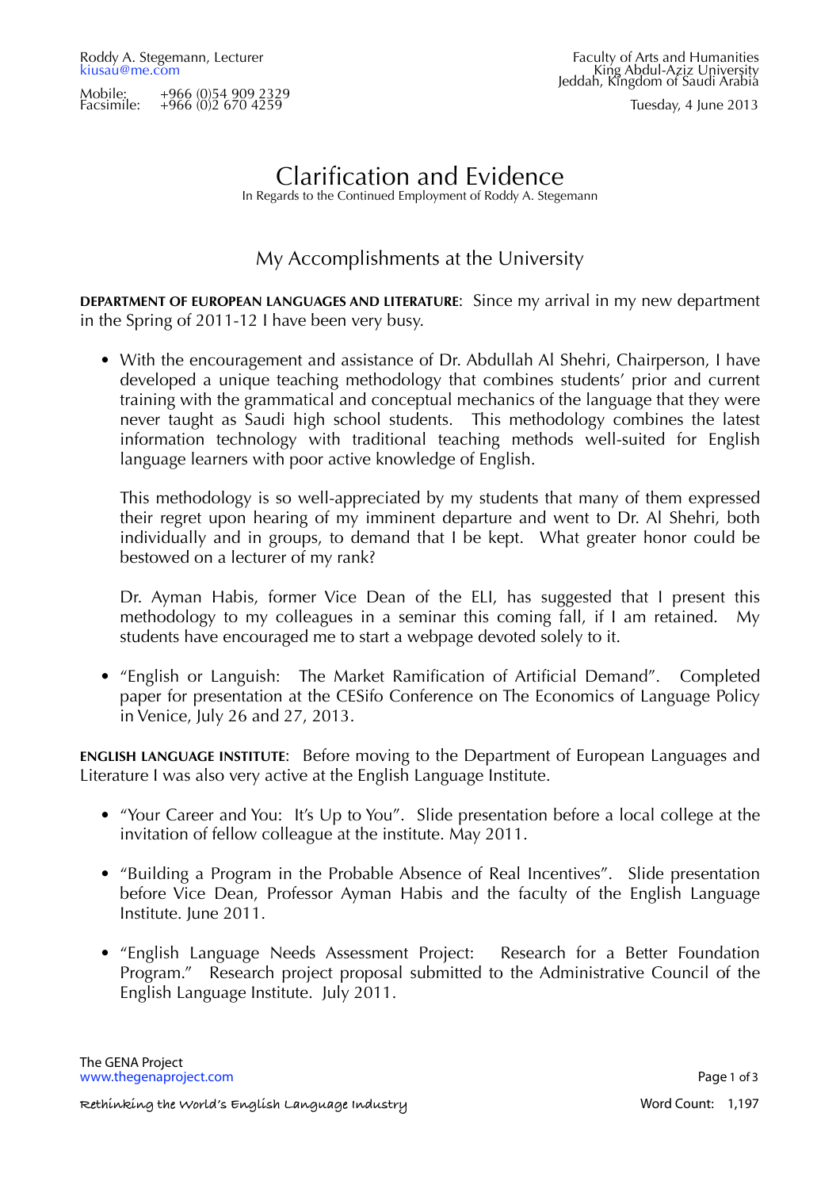Roddy A. Stegemann, Lecturer
kiusau@me.com

Mobile: +966 (0)54 909 2329
Facsimile: +966 (0)2 670 4259

Faculty of Arts and Humanities
King Abdul-Aziz University
Jeddah, Kingdom of Saudi Arabia

Tuesday, 4 June 2013

# Clarification and Evidence

In Regards to the Continued Employment of Roddy A. Stegemann

## My Accomplishments at the University

**DEPARTMENT OF EUROPEAN LANGUAGES AND LITERATURE**: Since my arrival in my new department in the Spring of 2011-12 I have been very busy.

- With the encouragement and assistance of Dr. Abdullah Al Shehri, Chairperson, I have developed a unique teaching methodology that combines students' prior and current training with the grammatical and conceptual mechanics of the language that they were never taught as Saudi high school students. This methodology combines the latest information technology with traditional teaching methods well-suited for English language learners with poor active knowledge of English.

  This methodology is so well-appreciated by my students that many of them expressed their regret upon hearing of my imminent departure and went to Dr. Al Shehri, both individually and in groups, to demand that I be kept. What greater honor could be bestowed on a lecturer of my rank?

  Dr. Ayman Habis, former Vice Dean of the ELI, has suggested that I present this methodology to my colleagues in a seminar this coming fall, if I am retained. My students have encouraged me to start a webpage devoted solely to it.

- "English or Languish: The Market Ramification of Artificial Demand". Completed paper for presentation at the CESifo Conference on The Economics of Language Policy in Venice, July 26 and 27, 2013.

**ENGLISH LANGUAGE INSTITUTE**: Before moving to the Department of European Languages and Literature I was also very active at the English Language Institute.

- "Your Career and You: It's Up to You". Slide presentation before a local college at the invitation of fellow colleague at the institute. May 2011.

- "Building a Program in the Probable Absence of Real Incentives". Slide presentation before Vice Dean, Professor Ayman Habis and the faculty of the English Language Institute. June 2011.

- "English Language Needs Assessment Project: Research for a Better Foundation Program." Research project proposal submitted to the Administrative Council of the English Language Institute. July 2011.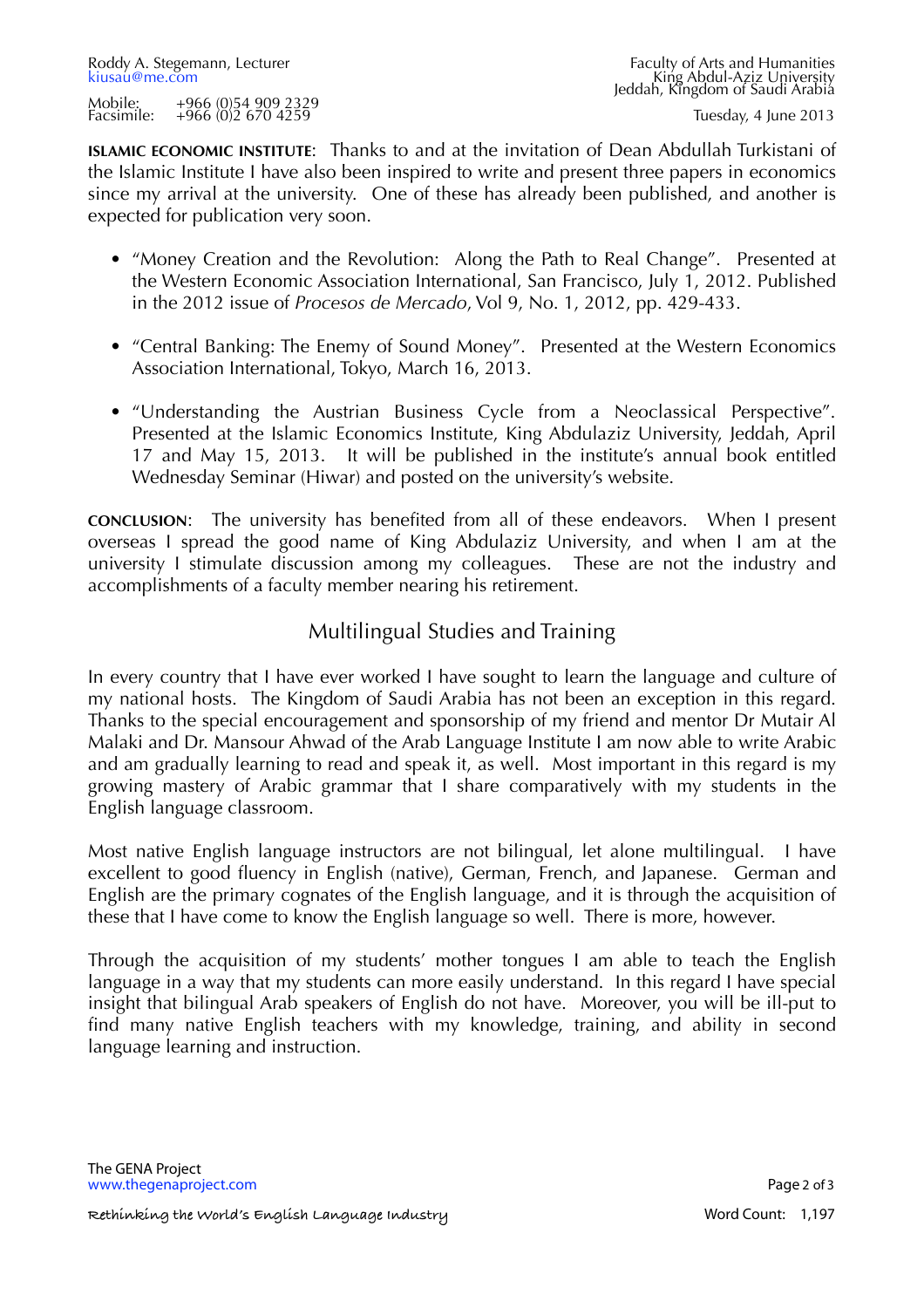Roddy A. Stegemann, Lecturer
kiusau@me.com

Mobile: +966 (0)54 909 2329
Facsimile: +966 (0)2 670 4259

Faculty of Arts and Humanities
King Abdul-Aziz University
Jeddah, Kingdom of Saudi Arabia

Tuesday, 4 June 2013

**ISLAMIC ECONOMIC INSTITUTE**: Thanks to and at the invitation of Dean Abdullah Turkistani of the Islamic Institute I have also been inspired to write and present three papers in economics since my arrival at the university. One of these has already been published, and another is expected for publication very soon.

- "Money Creation and the Revolution: Along the Path to Real Change". Presented at the Western Economic Association International, San Francisco, July 1, 2012. Published in the 2012 issue of *Procesos de Mercado*, Vol 9, No. 1, 2012, pp. 429-433.
- "Central Banking: The Enemy of Sound Money". Presented at the Western Economics Association International, Tokyo, March 16, 2013.
- "Understanding the Austrian Business Cycle from a Neoclassical Perspective". Presented at the Islamic Economics Institute, King Abdulaziz University, Jeddah, April 17 and May 15, 2013. It will be published in the institute's annual book entitled Wednesday Seminar (Hiwar) and posted on the university's website.

**CONCLUSION**: The university has benefited from all of these endeavors. When I present overseas I spread the good name of King Abdulaziz University, and when I am at the university I stimulate discussion among my colleagues. These are not the industry and accomplishments of a faculty member nearing his retirement.

## Multilingual Studies and Training

In every country that I have ever worked I have sought to learn the language and culture of my national hosts. The Kingdom of Saudi Arabia has not been an exception in this regard. Thanks to the special encouragement and sponsorship of my friend and mentor Dr Mutair Al Malaki and Dr. Mansour Ahwad of the Arab Language Institute I am now able to write Arabic and am gradually learning to read and speak it, as well. Most important in this regard is my growing mastery of Arabic grammar that I share comparatively with my students in the English language classroom.

Most native English language instructors are not bilingual, let alone multilingual. I have excellent to good fluency in English (native), German, French, and Japanese. German and English are the primary cognates of the English language, and it is through the acquisition of these that I have come to know the English language so well. There is more, however.

Through the acquisition of my students' mother tongues I am able to teach the English language in a way that my students can more easily understand. In this regard I have special insight that bilingual Arab speakers of English do not have. Moreover, you will be ill-put to find many native English teachers with my knowledge, training, and ability in second language learning and instruction.

The GENA Project
www.thegenaproject.com

Rethinking the World's English Language Industry

Word Count: 1,197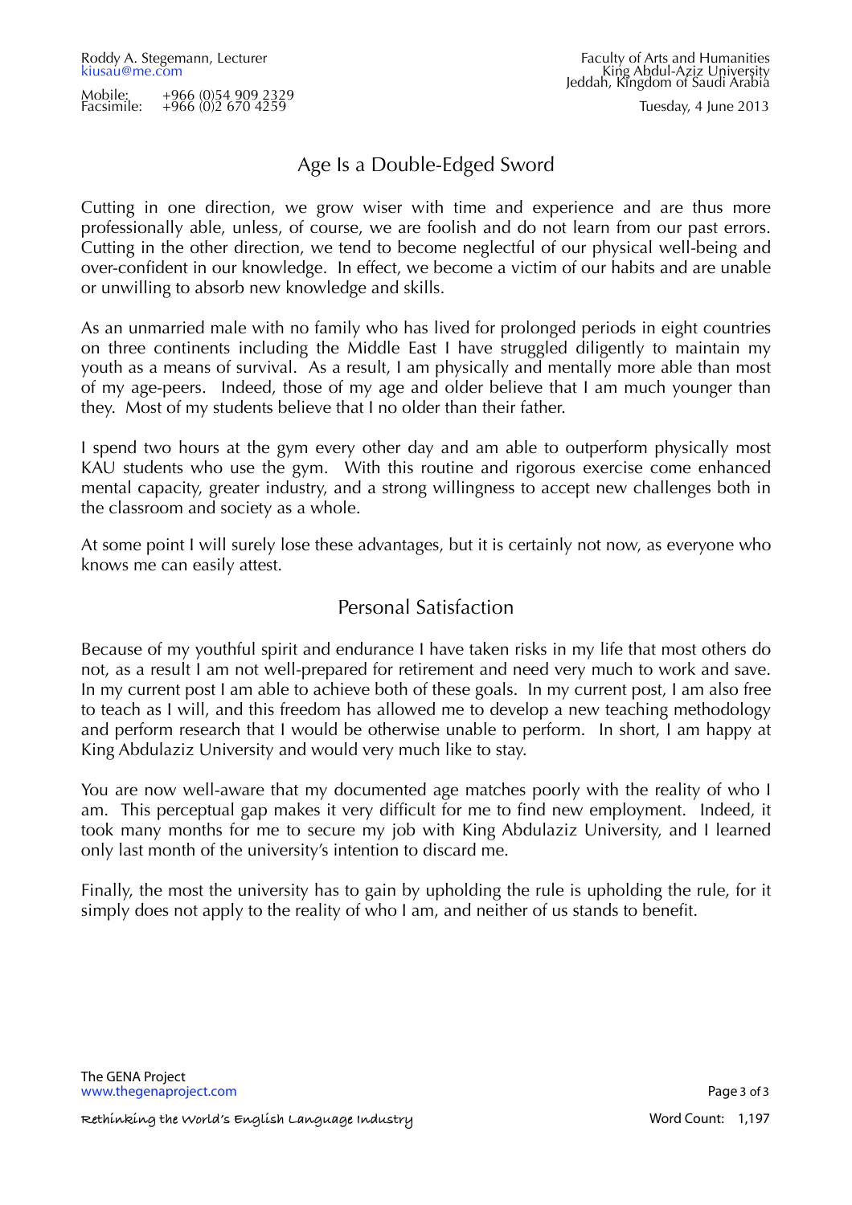Roddy A. Stegemann, Lecturer
kiusau@me.com

Mobile: +966 (0)54 909 2329
Facsimile: +966 (0)2 670 4259

Faculty of Arts and Humanities
King Abdul-Aziz University
Jeddah, Kingdom of Saudi Arabia

Tuesday, 4 June 2013

## Age Is a Double-Edged Sword

Cutting in one direction, we grow wiser with time and experience and are thus more professionally able, unless, of course, we are foolish and do not learn from our past errors. Cutting in the other direction, we tend to become neglectful of our physical well-being and over-confident in our knowledge. In effect, we become a victim of our habits and are unable or unwilling to absorb new knowledge and skills.

As an unmarried male with no family who has lived for prolonged periods in eight countries on three continents including the Middle East I have struggled diligently to maintain my youth as a means of survival. As a result, I am physically and mentally more able than most of my age-peers. Indeed, those of my age and older believe that I am much younger than they. Most of my students believe that I no older than their father.

I spend two hours at the gym every other day and am able to outperform physically most KAU students who use the gym. With this routine and rigorous exercise come enhanced mental capacity, greater industry, and a strong willingness to accept new challenges both in the classroom and society as a whole.

At some point I will surely lose these advantages, but it is certainly not now, as everyone who knows me can easily attest.

## Personal Satisfaction

Because of my youthful spirit and endurance I have taken risks in my life that most others do not, as a result I am not well-prepared for retirement and need very much to work and save. In my current post I am able to achieve both of these goals. In my current post, I am also free to teach as I will, and this freedom has allowed me to develop a new teaching methodology and perform research that I would be otherwise unable to perform. In short, I am happy at King Abdulaziz University and would very much like to stay.

You are now well-aware that my documented age matches poorly with the reality of who I am. This perceptual gap makes it very difficult for me to find new employment. Indeed, it took many months for me to secure my job with King Abdulaziz University, and I learned only last month of the university's intention to discard me.

Finally, the most the university has to gain by upholding the rule is upholding the rule, for it simply does not apply to the reality of who I am, and neither of us stands to benefit.

The GENA Project
www.thegenaproject.com

Rethinking the World's English Language Industry

Word Count: 1,197